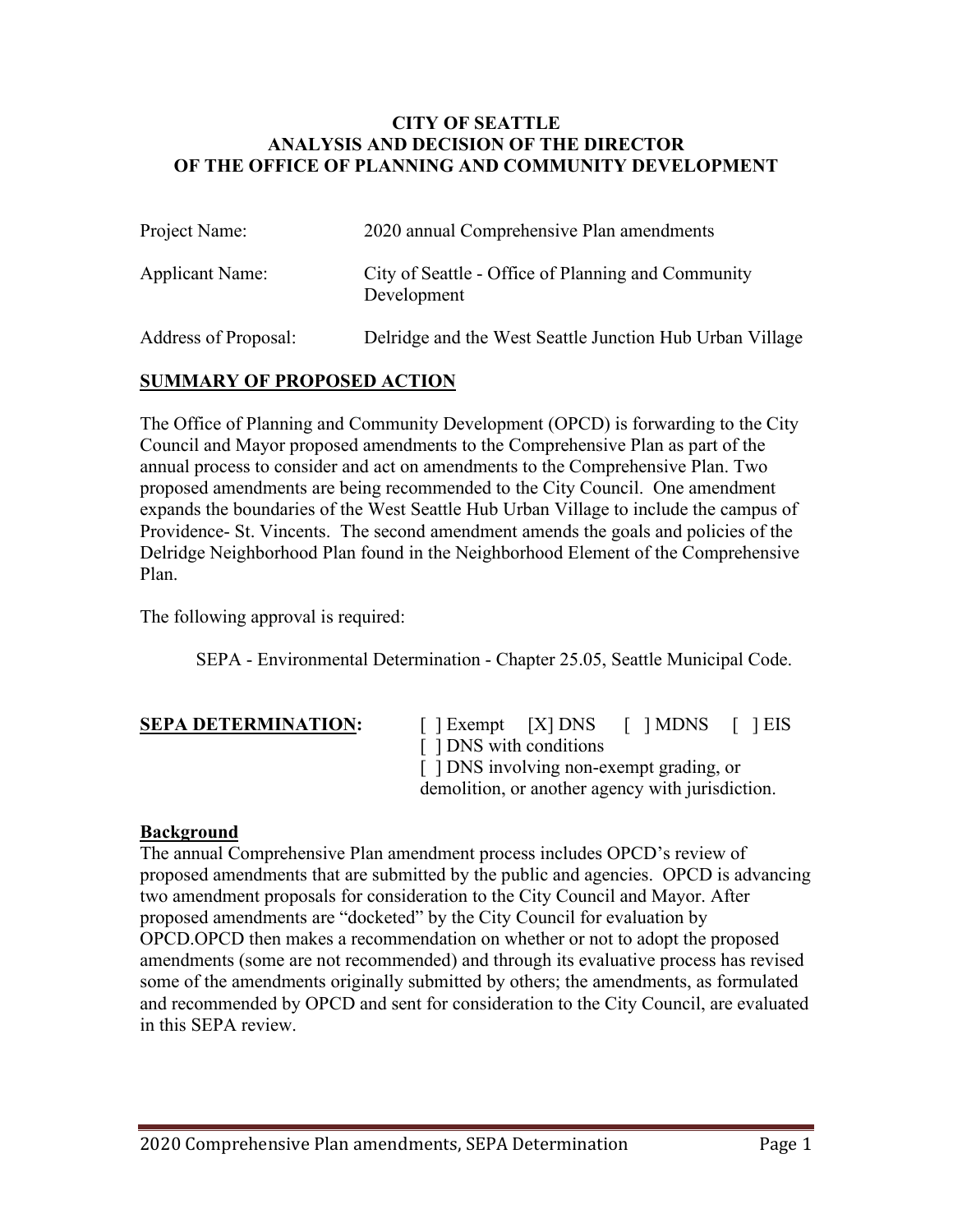**CITY OF SEATTLE**
**ANALYSIS AND DECISION OF THE DIRECTOR**
**OF THE OFFICE OF PLANNING AND COMMUNITY DEVELOPMENT**

| | |
|---|---|
| Project Name: | 2020 annual Comprehensive Plan amendments |
| Applicant Name: | City of Seattle - Office of Planning and Community Development |
| Address of Proposal: | Delridge and the West Seattle Junction Hub Urban Village |

## SUMMARY OF PROPOSED ACTION

The Office of Planning and Community Development (OPCD) is forwarding to the City Council and Mayor proposed amendments to the Comprehensive Plan as part of the annual process to consider and act on amendments to the Comprehensive Plan. Two proposed amendments are being recommended to the City Council. One amendment expands the boundaries of the West Seattle Hub Urban Village to include the campus of Providence- St. Vincents. The second amendment amends the goals and policies of the Delridge Neighborhood Plan found in the Neighborhood Element of the Comprehensive Plan.

The following approval is required:

SEPA - Environmental Determination - Chapter 25.05, Seattle Municipal Code.

**SEPA DETERMINATION:** [ ] Exempt [X] DNS [ ] MDNS [ ] EIS
[ ] DNS with conditions
[ ] DNS involving non-exempt grading, or demolition, or another agency with jurisdiction.

### Background

The annual Comprehensive Plan amendment process includes OPCD's review of proposed amendments that are submitted by the public and agencies. OPCD is advancing two amendment proposals for consideration to the City Council and Mayor. After proposed amendments are "docketed" by the City Council for evaluation by OPCD.OPCD then makes a recommendation on whether or not to adopt the proposed amendments (some are not recommended) and through its evaluative process has revised some of the amendments originally submitted by others; the amendments, as formulated and recommended by OPCD and sent for consideration to the City Council, are evaluated in this SEPA review.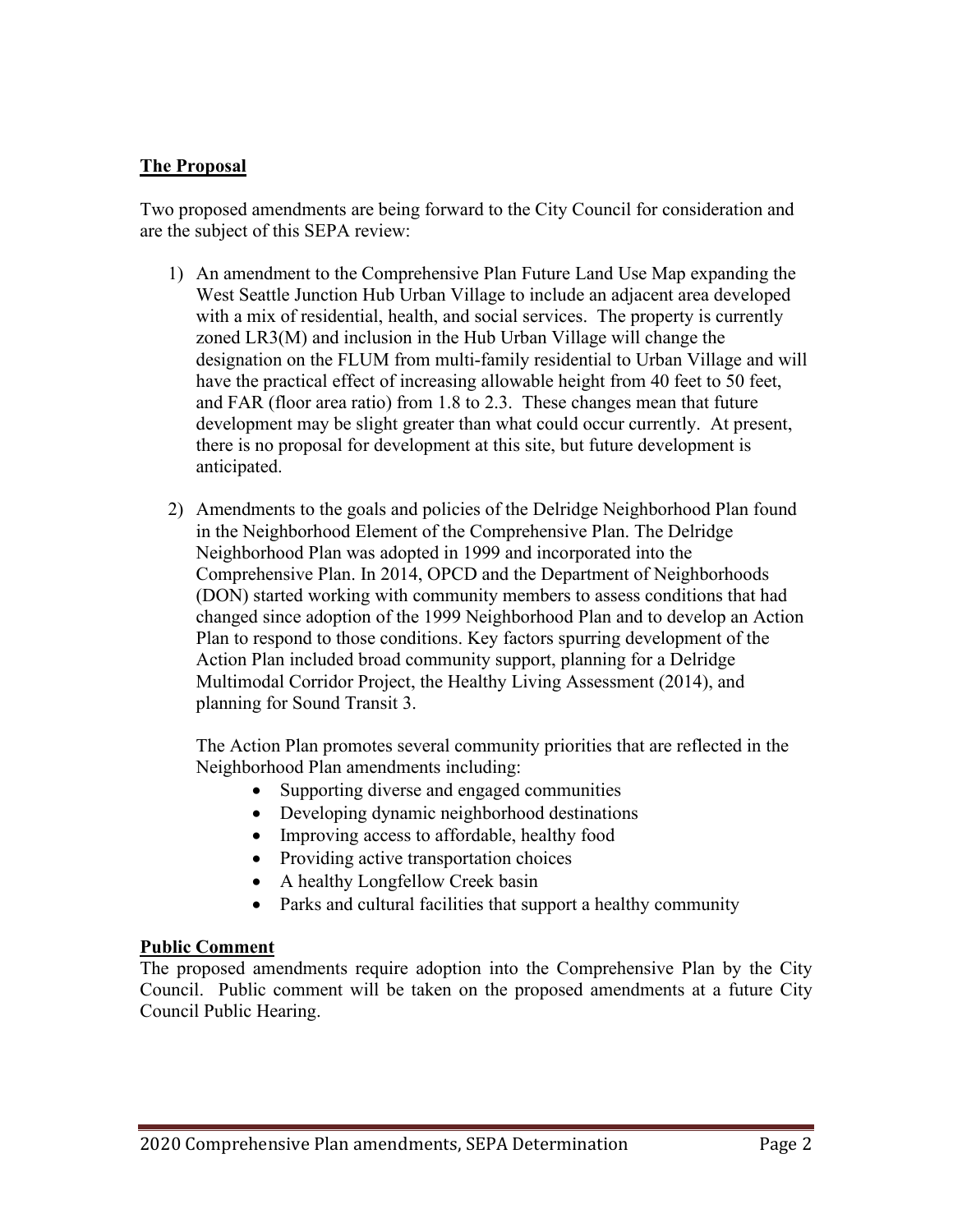## The Proposal

Two proposed amendments are being forward to the City Council for consideration and are the subject of this SEPA review:

1) An amendment to the Comprehensive Plan Future Land Use Map expanding the West Seattle Junction Hub Urban Village to include an adjacent area developed with a mix of residential, health, and social services. The property is currently zoned LR3(M) and inclusion in the Hub Urban Village will change the designation on the FLUM from multi-family residential to Urban Village and will have the practical effect of increasing allowable height from 40 feet to 50 feet, and FAR (floor area ratio) from 1.8 to 2.3. These changes mean that future development may be slight greater than what could occur currently. At present, there is no proposal for development at this site, but future development is anticipated.

2) Amendments to the goals and policies of the Delridge Neighborhood Plan found in the Neighborhood Element of the Comprehensive Plan. The Delridge Neighborhood Plan was adopted in 1999 and incorporated into the Comprehensive Plan. In 2014, OPCD and the Department of Neighborhoods (DON) started working with community members to assess conditions that had changed since adoption of the 1999 Neighborhood Plan and to develop an Action Plan to respond to those conditions. Key factors spurring development of the Action Plan included broad community support, planning for a Delridge Multimodal Corridor Project, the Healthy Living Assessment (2014), and planning for Sound Transit 3.

   The Action Plan promotes several community priorities that are reflected in the Neighborhood Plan amendments including:

   - Supporting diverse and engaged communities
   - Developing dynamic neighborhood destinations
   - Improving access to affordable, healthy food
   - Providing active transportation choices
   - A healthy Longfellow Creek basin
   - Parks and cultural facilities that support a healthy community

## Public Comment

The proposed amendments require adoption into the Comprehensive Plan by the City Council. Public comment will be taken on the proposed amendments at a future City Council Public Hearing.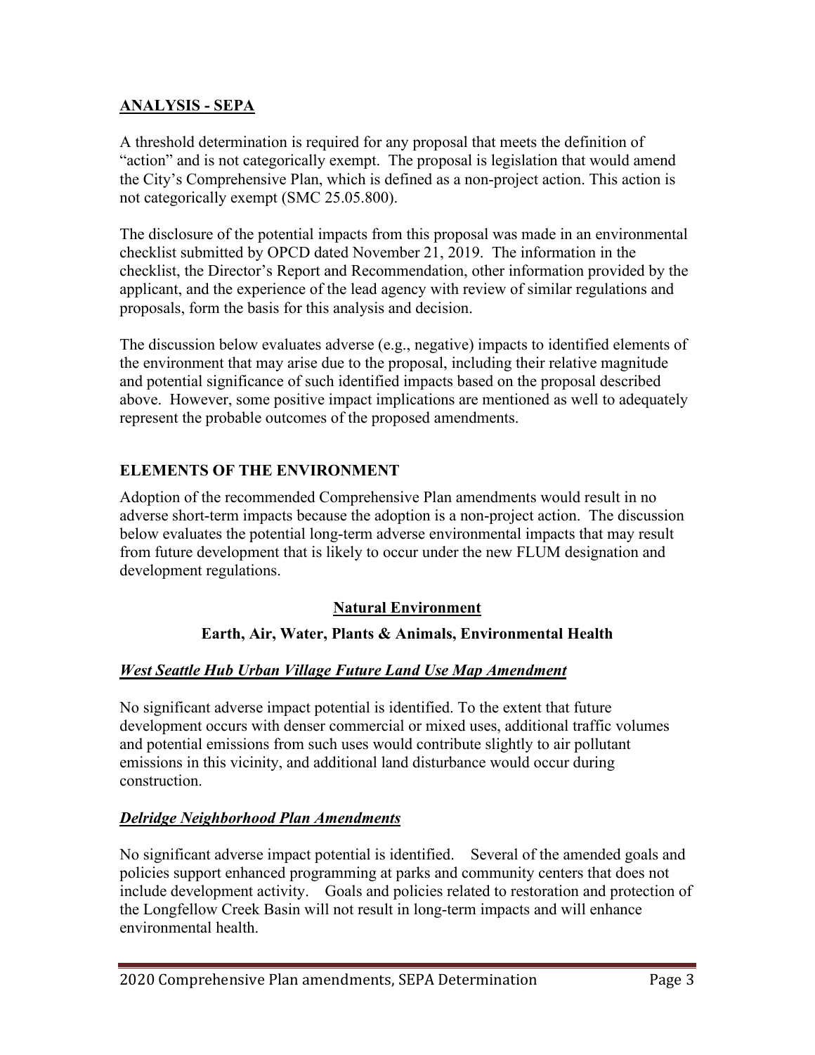## ANALYSIS - SEPA

A threshold determination is required for any proposal that meets the definition of "action" and is not categorically exempt. The proposal is legislation that would amend the City's Comprehensive Plan, which is defined as a non-project action. This action is not categorically exempt (SMC 25.05.800).

The disclosure of the potential impacts from this proposal was made in an environmental checklist submitted by OPCD dated November 21, 2019. The information in the checklist, the Director's Report and Recommendation, other information provided by the applicant, and the experience of the lead agency with review of similar regulations and proposals, form the basis for this analysis and decision.

The discussion below evaluates adverse (e.g., negative) impacts to identified elements of the environment that may arise due to the proposal, including their relative magnitude and potential significance of such identified impacts based on the proposal described above. However, some positive impact implications are mentioned as well to adequately represent the probable outcomes of the proposed amendments.

## ELEMENTS OF THE ENVIRONMENT

Adoption of the recommended Comprehensive Plan amendments would result in no adverse short-term impacts because the adoption is a non-project action. The discussion below evaluates the potential long-term adverse environmental impacts that may result from future development that is likely to occur under the new FLUM designation and development regulations.

### Natural Environment

#### Earth, Air, Water, Plants & Animals, Environmental Health

***West Seattle Hub Urban Village Future Land Use Map Amendment***

No significant adverse impact potential is identified. To the extent that future development occurs with denser commercial or mixed uses, additional traffic volumes and potential emissions from such uses would contribute slightly to air pollutant emissions in this vicinity, and additional land disturbance would occur during construction.

***Delridge Neighborhood Plan Amendments***

No significant adverse impact potential is identified. Several of the amended goals and policies support enhanced programming at parks and community centers that does not include development activity. Goals and policies related to restoration and protection of the Longfellow Creek Basin will not result in long-term impacts and will enhance environmental health.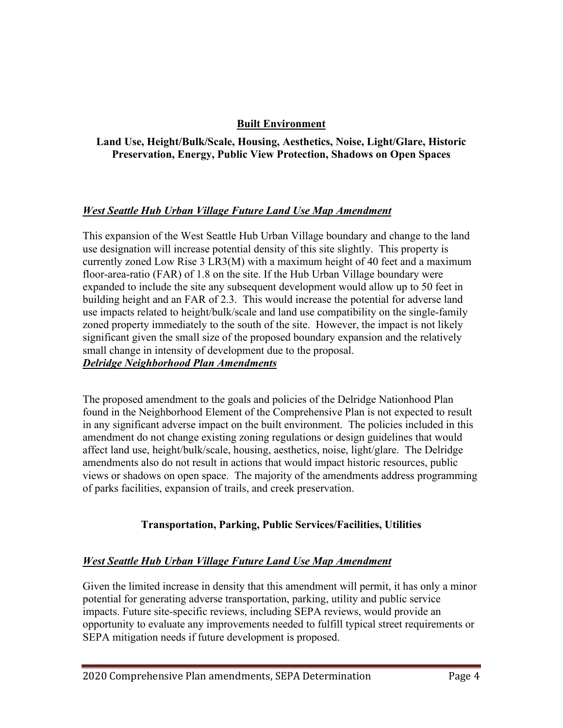## Built Environment

### Land Use, Height/Bulk/Scale, Housing, Aesthetics, Noise, Light/Glare, Historic Preservation, Energy, Public View Protection, Shadows on Open Spaces

***West Seattle Hub Urban Village Future Land Use Map Amendment***

This expansion of the West Seattle Hub Urban Village boundary and change to the land use designation will increase potential density of this site slightly. This property is currently zoned Low Rise 3 LR3(M) with a maximum height of 40 feet and a maximum floor-area-ratio (FAR) of 1.8 on the site. If the Hub Urban Village boundary were expanded to include the site any subsequent development would allow up to 50 feet in building height and an FAR of 2.3. This would increase the potential for adverse land use impacts related to height/bulk/scale and land use compatibility on the single-family zoned property immediately to the south of the site. However, the impact is not likely significant given the small size of the proposed boundary expansion and the relatively small change in intensity of development due to the proposal.

***Delridge Neighborhood Plan Amendments***

The proposed amendment to the goals and policies of the Delridge Nationhood Plan found in the Neighborhood Element of the Comprehensive Plan is not expected to result in any significant adverse impact on the built environment. The policies included in this amendment do not change existing zoning regulations or design guidelines that would affect land use, height/bulk/scale, housing, aesthetics, noise, light/glare. The Delridge amendments also do not result in actions that would impact historic resources, public views or shadows on open space. The majority of the amendments address programming of parks facilities, expansion of trails, and creek preservation.

### Transportation, Parking, Public Services/Facilities, Utilities

***West Seattle Hub Urban Village Future Land Use Map Amendment***

Given the limited increase in density that this amendment will permit, it has only a minor potential for generating adverse transportation, parking, utility and public service impacts. Future site-specific reviews, including SEPA reviews, would provide an opportunity to evaluate any improvements needed to fulfill typical street requirements or SEPA mitigation needs if future development is proposed.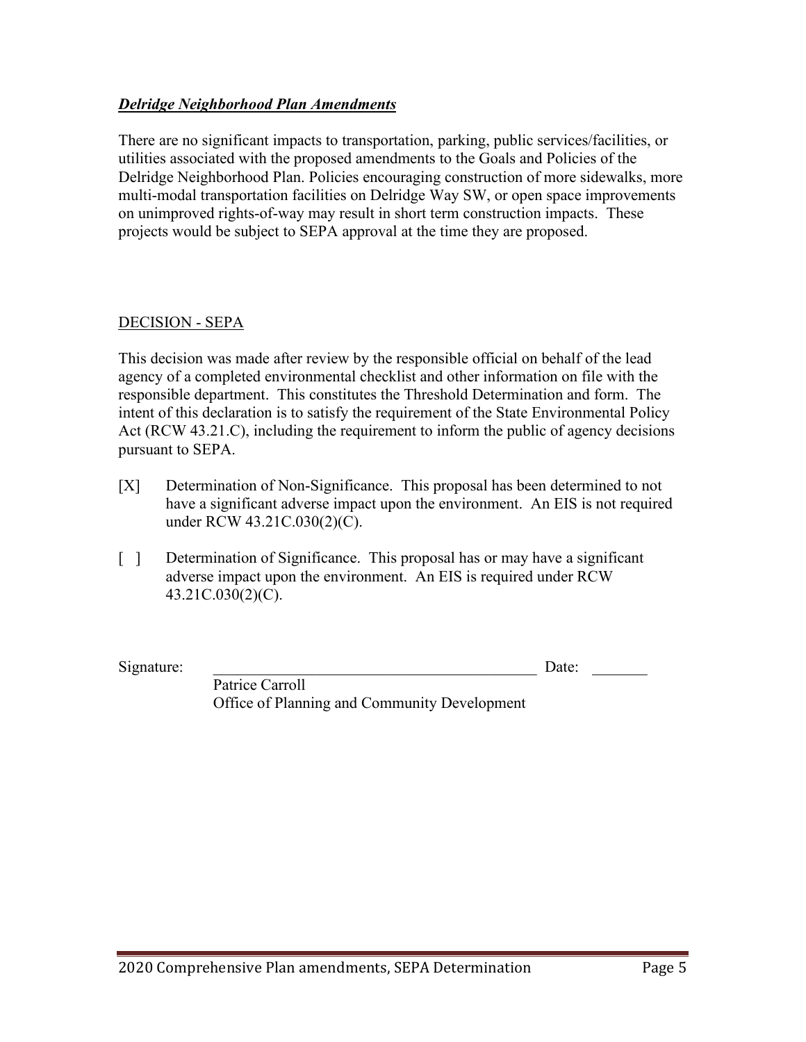***Delridge Neighborhood Plan Amendments***

There are no significant impacts to transportation, parking, public services/facilities, or utilities associated with the proposed amendments to the Goals and Policies of the Delridge Neighborhood Plan. Policies encouraging construction of more sidewalks, more multi-modal transportation facilities on Delridge Way SW, or open space improvements on unimproved rights-of-way may result in short term construction impacts. These projects would be subject to SEPA approval at the time they are proposed.

DECISION - SEPA

This decision was made after review by the responsible official on behalf of the lead agency of a completed environmental checklist and other information on file with the responsible department. This constitutes the Threshold Determination and form. The intent of this declaration is to satisfy the requirement of the State Environmental Policy Act (RCW 43.21.C), including the requirement to inform the public of agency decisions pursuant to SEPA.

[X] Determination of Non-Significance. This proposal has been determined to not have a significant adverse impact upon the environment. An EIS is not required under RCW 43.21C.030(2)(C).

[ ] Determination of Significance. This proposal has or may have a significant adverse impact upon the environment. An EIS is required under RCW 43.21C.030(2)(C).

Signature: _________________________________________ Date: _______

Patrice Carroll
Office of Planning and Community Development